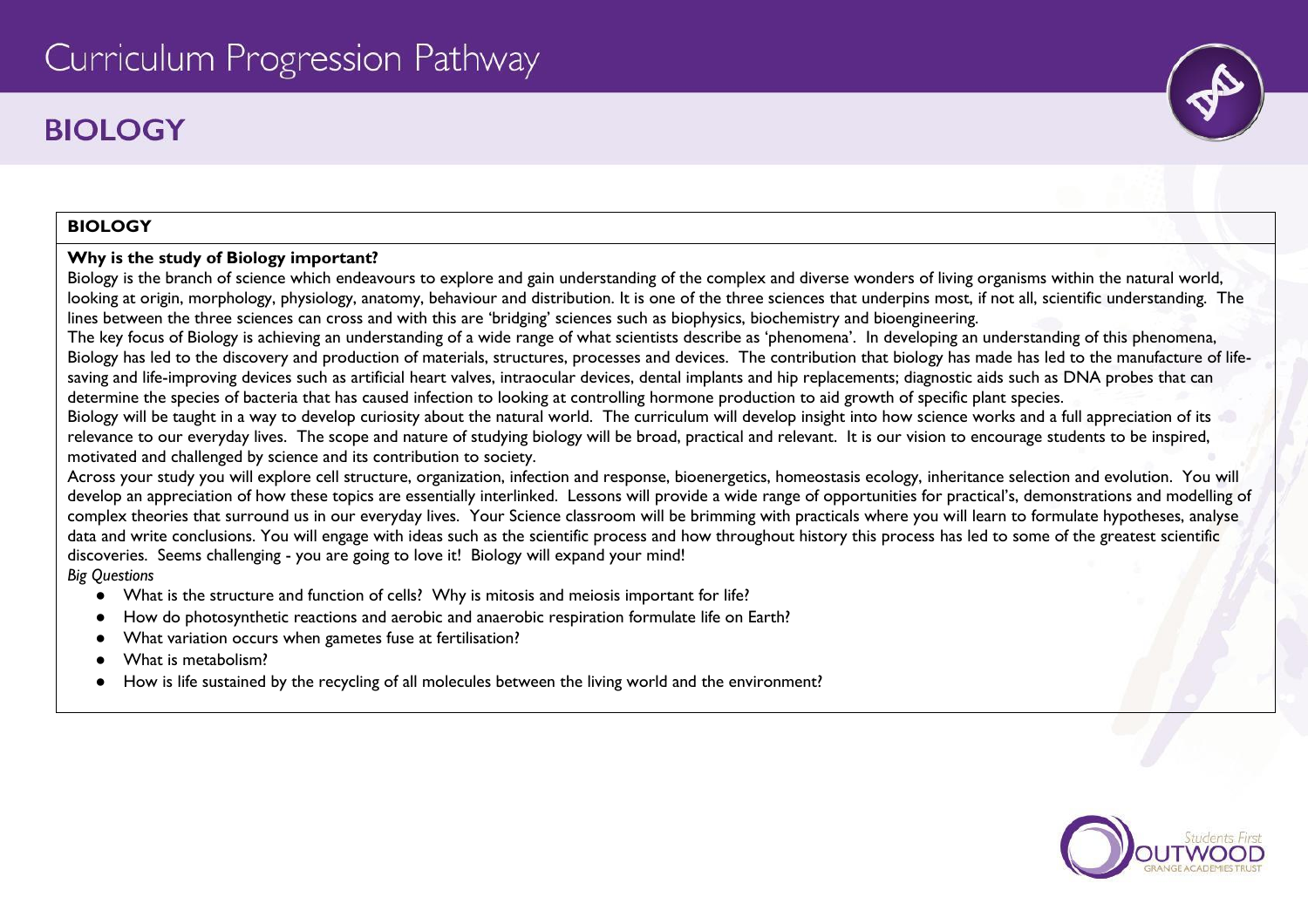# Curriculum Progression Pathway

## BIOLOGY

**BIOLOGY**

**Why is the study of Biology important?**

Biology is the branch of science which endeavours to explore and gain understanding of the complex and diverse wonders of living organisms within the natural world, looking at origin, morphology, physiology, anatomy, behaviour and distribution. It is one of the three sciences that underpins most, if not all, scientific understanding. The lines between the three sciences can cross and with this are 'bridging' sciences such as biophysics, biochemistry and bioengineering.

The key focus of Biology is achieving an understanding of a wide range of what scientists describe as 'phenomena'. In developing an understanding of this phenomena, Biology has led to the discovery and production of materials, structures, processes and devices. The contribution that biology has made has led to the manufacture of life-saving and life-improving devices such as artificial heart valves, intraocular devices, dental implants and hip replacements; diagnostic aids such as DNA probes that can determine the species of bacteria that has caused infection to looking at controlling hormone production to aid growth of specific plant species.

Biology will be taught in a way to develop curiosity about the natural world. The curriculum will develop insight into how science works and a full appreciation of its relevance to our everyday lives. The scope and nature of studying biology will be broad, practical and relevant. It is our vision to encourage students to be inspired, motivated and challenged by science and its contribution to society.

Across your study you will explore cell structure, organization, infection and response, bioenergetics, homeostasis ecology, inheritance selection and evolution. You will develop an appreciation of how these topics are essentially interlinked. Lessons will provide a wide range of opportunities for practical's, demonstrations and modelling of complex theories that surround us in our everyday lives. Your Science classroom will be brimming with practicals where you will learn to formulate hypotheses, analyse data and write conclusions. You will engage with ideas such as the scientific process and how throughout history this process has led to some of the greatest scientific discoveries. Seems challenging - you are going to love it! Biology will expand your mind!

*Big Questions*

- What is the structure and function of cells? Why is mitosis and meiosis important for life?
- How do photosynthetic reactions and aerobic and anaerobic respiration formulate life on Earth?
- What variation occurs when gametes fuse at fertilisation?
- What is metabolism?
- How is life sustained by the recycling of all molecules between the living world and the environment?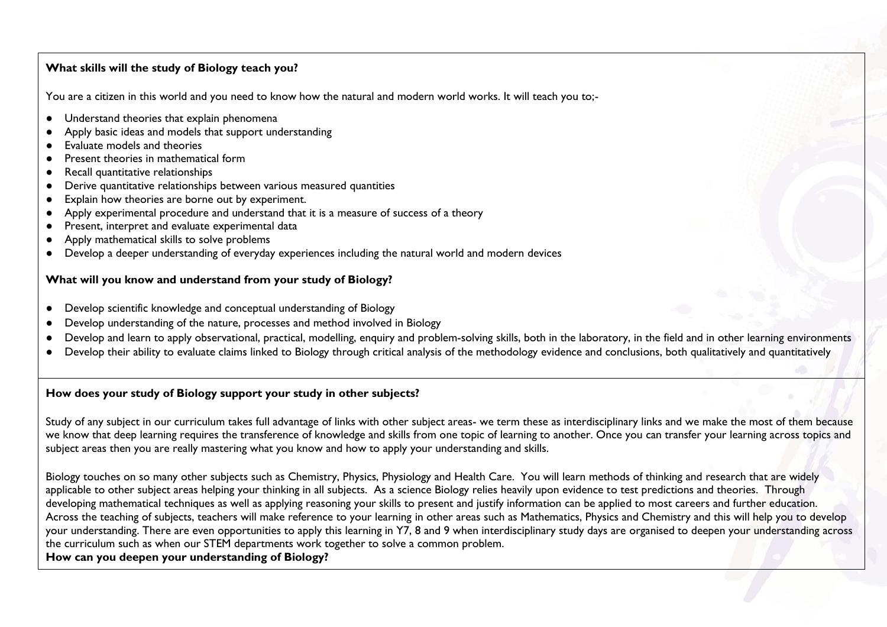**What skills will the study of Biology teach you?**

You are a citizen in this world and you need to know how the natural and modern world works. It will teach you to;-

- Understand theories that explain phenomena
- Apply basic ideas and models that support understanding
- Evaluate models and theories
- Present theories in mathematical form
- Recall quantitative relationships
- Derive quantitative relationships between various measured quantities
- Explain how theories are borne out by experiment.
- Apply experimental procedure and understand that it is a measure of success of a theory
- Present, interpret and evaluate experimental data
- Apply mathematical skills to solve problems
- Develop a deeper understanding of everyday experiences including the natural world and modern devices

**What will you know and understand from your study of Biology?**

- Develop scientific knowledge and conceptual understanding of Biology
- Develop understanding of the nature, processes and method involved in Biology
- Develop and learn to apply observational, practical, modelling, enquiry and problem-solving skills, both in the laboratory, in the field and in other learning environments
- Develop their ability to evaluate claims linked to Biology through critical analysis of the methodology evidence and conclusions, both qualitatively and quantitatively

**How does your study of Biology support your study in other subjects?**

Study of any subject in our curriculum takes full advantage of links with other subject areas- we term these as interdisciplinary links and we make the most of them because we know that deep learning requires the transference of knowledge and skills from one topic of learning to another. Once you can transfer your learning across topics and subject areas then you are really mastering what you know and how to apply your understanding and skills.

Biology touches on so many other subjects such as Chemistry, Physics, Physiology and Health Care. You will learn methods of thinking and research that are widely applicable to other subject areas helping your thinking in all subjects. As a science Biology relies heavily upon evidence to test predictions and theories. Through developing mathematical techniques as well as applying reasoning your skills to present and justify information can be applied to most careers and further education. Across the teaching of subjects, teachers will make reference to your learning in other areas such as Mathematics, Physics and Chemistry and this will help you to develop your understanding. There are even opportunities to apply this learning in Y7, 8 and 9 when interdisciplinary study days are organised to deepen your understanding across the curriculum such as when our STEM departments work together to solve a common problem.

**How can you deepen your understanding of Biology?**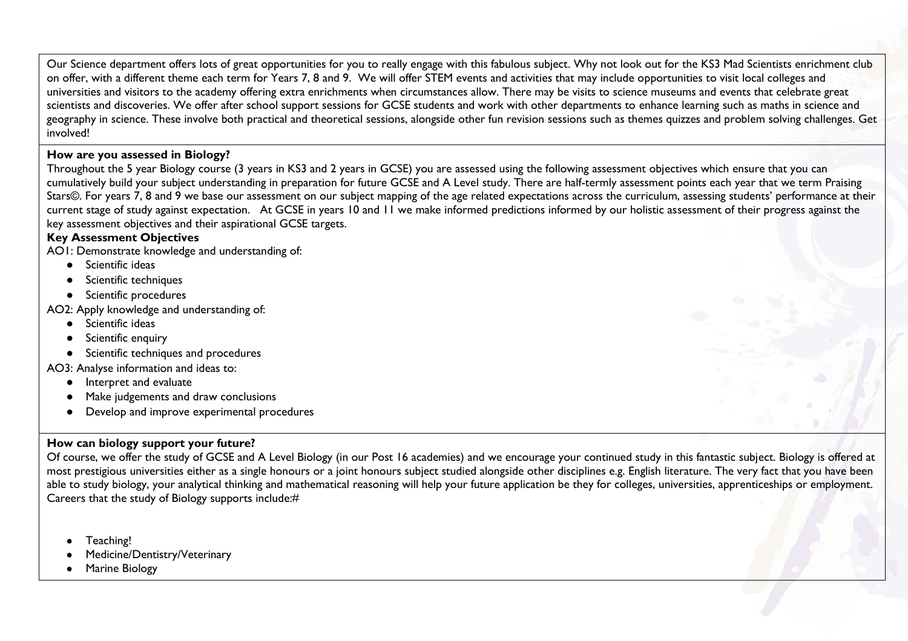Our Science department offers lots of great opportunities for you to really engage with this fabulous subject. Why not look out for the KS3 Mad Scientists enrichment club on offer, with a different theme each term for Years 7, 8 and 9. We will offer STEM events and activities that may include opportunities to visit local colleges and universities and visitors to the academy offering extra enrichments when circumstances allow. There may be visits to science museums and events that celebrate great scientists and discoveries. We offer after school support sessions for GCSE students and work with other departments to enhance learning such as maths in science and geography in science. These involve both practical and theoretical sessions, alongside other fun revision sessions such as themes quizzes and problem solving challenges. Get involved!

**How are you assessed in Biology?**

Throughout the 5 year Biology course (3 years in KS3 and 2 years in GCSE) you are assessed using the following assessment objectives which ensure that you can cumulatively build your subject understanding in preparation for future GCSE and A Level study. There are half-termly assessment points each year that we term Praising Stars©. For years 7, 8 and 9 we base our assessment on our subject mapping of the age related expectations across the curriculum, assessing students' performance at their current stage of study against expectation. At GCSE in years 10 and 11 we make informed predictions informed by our holistic assessment of their progress against the key assessment objectives and their aspirational GCSE targets.

**Key Assessment Objectives**

AO1: Demonstrate knowledge and understanding of:

- Scientific ideas
- Scientific techniques
- Scientific procedures

AO2: Apply knowledge and understanding of:

- Scientific ideas
- Scientific enquiry
- Scientific techniques and procedures

AO3: Analyse information and ideas to:

- Interpret and evaluate
- Make judgements and draw conclusions
- Develop and improve experimental procedures

**How can biology support your future?**

Of course, we offer the study of GCSE and A Level Biology (in our Post 16 academies) and we encourage your continued study in this fantastic subject. Biology is offered at most prestigious universities either as a single honours or a joint honours subject studied alongside other disciplines e.g. English literature. The very fact that you have been able to study biology, your analytical thinking and mathematical reasoning will help your future application be they for colleges, universities, apprenticeships or employment. Careers that the study of Biology supports include:#

- Teaching!
- Medicine/Dentistry/Veterinary
- Marine Biology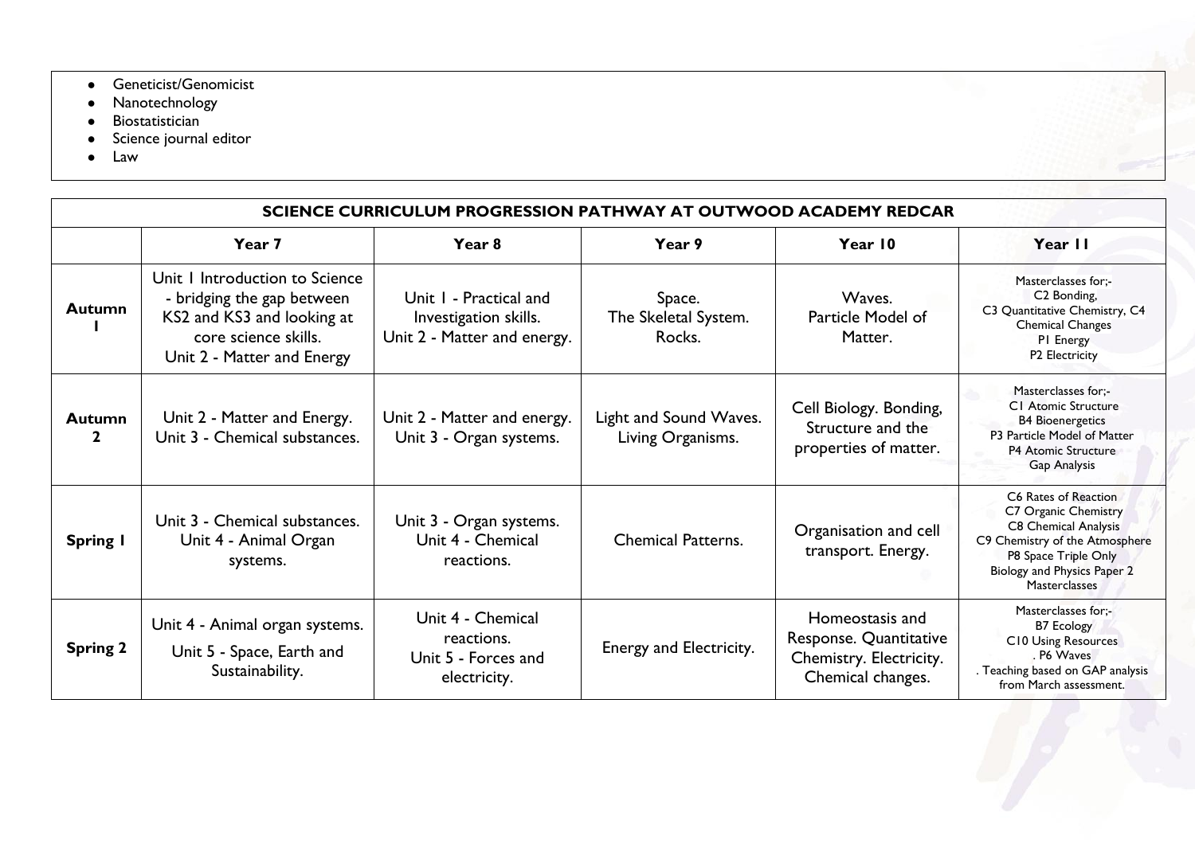- Geneticist/Genomicist
- Nanotechnology
- Biostatistician
- Science journal editor
- Law

| SCIENCE CURRICULUM PROGRESSION PATHWAY AT OUTWOOD ACADEMY REDCAR | | | | | |
|---|---|---|---|---|---|
| | **Year 7** | **Year 8** | **Year 9** | **Year 10** | **Year 11** |
| **Autumn 1** | Unit 1 Introduction to Science - bridging the gap between KS2 and KS3 and looking at core science skills. Unit 2 - Matter and Energy | Unit 1 - Practical and Investigation skills. Unit 2 - Matter and energy. | Space. The Skeletal System. Rocks. | Waves. Particle Model of Matter. | Masterclasses for;- C2 Bonding, C3 Quantitative Chemistry, C4 Chemical Changes P1 Energy P2 Electricity |
| **Autumn 2** | Unit 2 - Matter and Energy. Unit 3 - Chemical substances. | Unit 2 - Matter and energy. Unit 3 - Organ systems. | Light and Sound Waves. Living Organisms. | Cell Biology. Bonding, Structure and the properties of matter. | Masterclasses for;- C1 Atomic Structure B4 Bioenergetics P3 Particle Model of Matter P4 Atomic Structure Gap Analysis |
| **Spring 1** | Unit 3 - Chemical substances. Unit 4 - Animal Organ systems. | Unit 3 - Organ systems. Unit 4 - Chemical reactions. | Chemical Patterns. | Organisation and cell transport. Energy. | C6 Rates of Reaction C7 Organic Chemistry C8 Chemical Analysis C9 Chemistry of the Atmosphere P8 Space Triple Only Biology and Physics Paper 2 Masterclasses |
| **Spring 2** | Unit 4 - Animal organ systems. Unit 5 - Space, Earth and Sustainability. | Unit 4 - Chemical reactions. Unit 5 - Forces and electricity. | Energy and Electricity. | Homeostasis and Response. Quantitative Chemistry. Electricity. Chemical changes. | Masterclasses for;- B7 Ecology C10 Using Resources . P6 Waves . Teaching based on GAP analysis from March assessment. |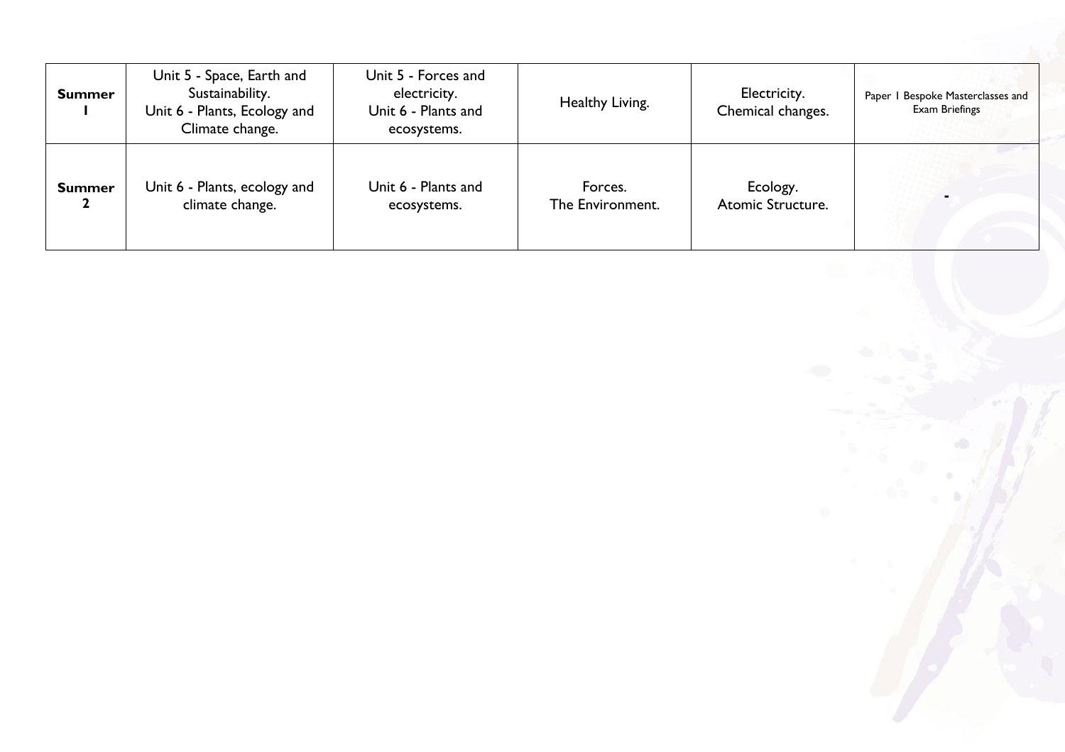| | | | | | |
|---|---|---|---|---|---|
| **Summer 1** | Unit 5 - Space, Earth and Sustainability.<br>Unit 6 - Plants, Ecology and Climate change. | Unit 5 - Forces and electricity.<br>Unit 6 - Plants and ecosystems. | Healthy Living. | Electricity.<br>Chemical changes. | Paper 1 Bespoke Masterclasses and Exam Briefings |
| **Summer 2** | Unit 6 - Plants, ecology and climate change. | Unit 6 - Plants and ecosystems. | Forces.<br>The Environment. | Ecology.<br>Atomic Structure. | - |